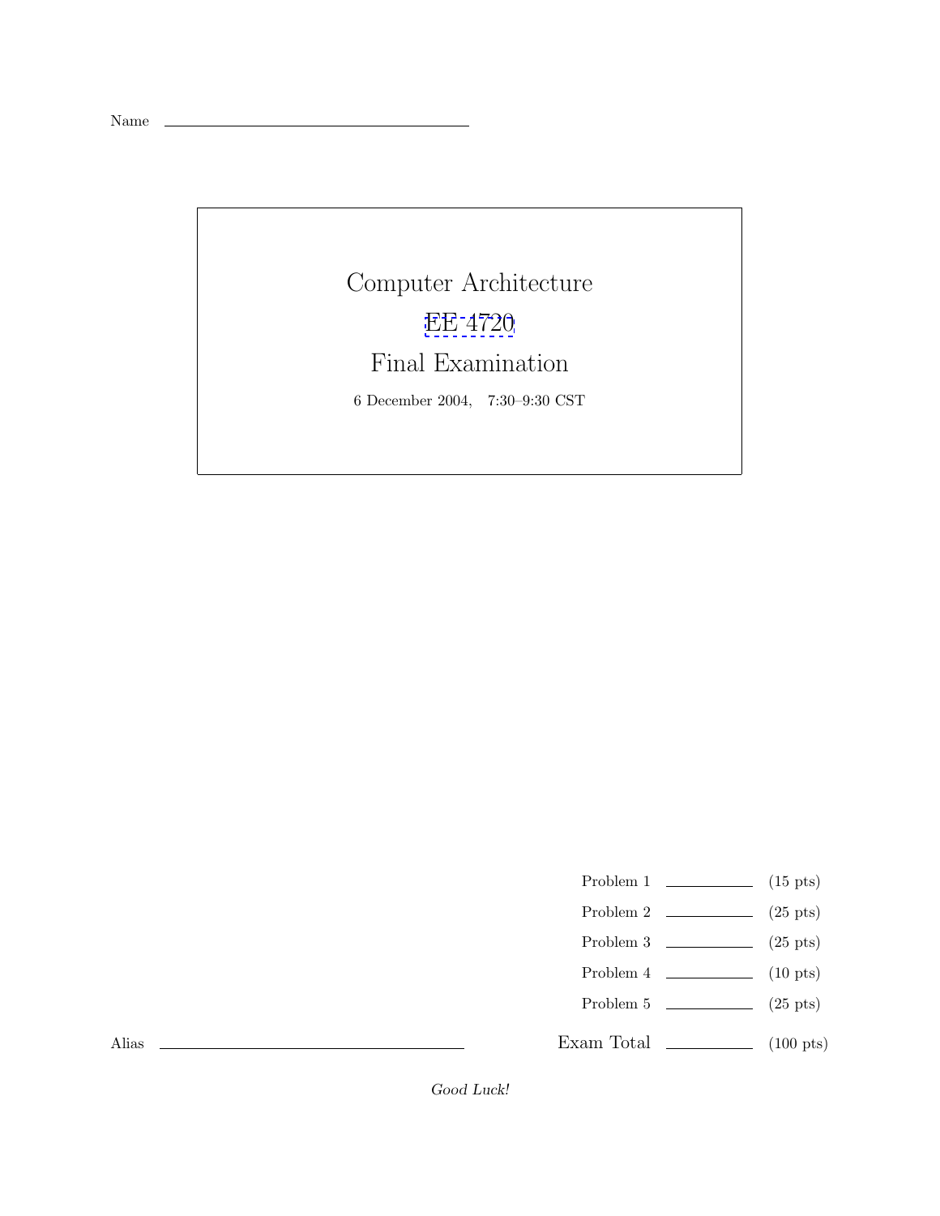Name \_\_\_\_\_\_\_\_\_\_\_\_\_\_\_\_\_\_\_\_\_\_\_\_\_\_\_\_\_\_

# Computer Architecture

## EE 4720

## Final Examination

6 December 2004, 7:30–9:30 CST

| | | |
|---|---|---|
| Problem 1 | \_\_\_\_\_\_\_\_ | (15 pts) |
| Problem 2 | \_\_\_\_\_\_\_\_ | (25 pts) |
| Problem 3 | \_\_\_\_\_\_\_\_ | (25 pts) |
| Problem 4 | \_\_\_\_\_\_\_\_ | (10 pts) |
| Problem 5 | \_\_\_\_\_\_\_\_ | (25 pts) |
| Exam Total | \_\_\_\_\_\_\_\_ | (100 pts) |

Alias \_\_\_\_\_\_\_\_\_\_\_\_\_\_\_\_\_\_\_\_\_\_\_\_\_\_\_\_\_\_

*Good Luck!*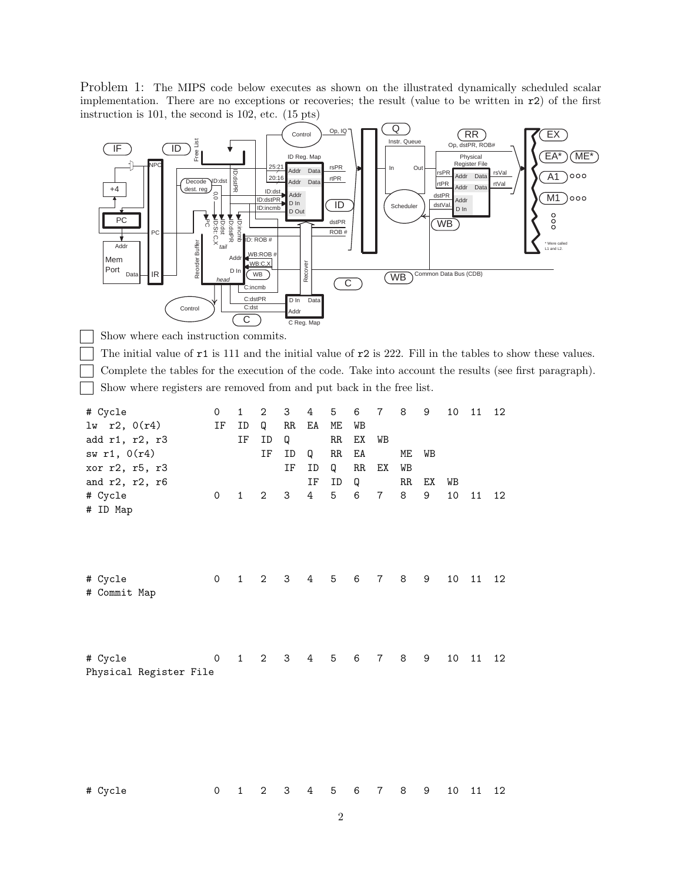Problem 1: The MIPS code below executes as shown on the illustrated dynamically scheduled scalar implementation. There are no exceptions or recoveries; the result (value to be written in `r2`) of the first instruction is 101, the second is 102, etc. (15 pts)

- [ ] Show where each instruction commits.
- [ ] The initial value of `r1` is 111 and the initial value of `r2` is 222. Fill in the tables to show these values.
- [ ] Complete the tables for the execution of the code. Take into account the results (see first paragraph).
- [ ] Show where registers are removed from and put back in the free list.

```
# Cycle             0   1   2   3   4   5   6   7   8   9   10  11  12
lw  r2, 0(r4)       IF  ID  Q   RR  EA  ME  WB
add r1, r2, r3          IF  ID  Q       RR  EX  WB
sw r1, 0(r4)                IF  ID  Q   RR  EA      ME  WB
xor r2, r5, r3                  IF  ID  Q   RR  EX  WB
and r2, r2, r6                      IF  ID  Q       RR  EX  WB
# Cycle             0   1   2   3   4   5   6   7   8   9   10  11  12
# ID Map



# Cycle             0   1   2   3   4   5   6   7   8   9   10  11  12
# Commit Map



# Cycle             0   1   2   3   4   5   6   7   8   9   10  11  12
Physical Register File




# Cycle             0   1   2   3   4   5   6   7   8   9   10  11  12
```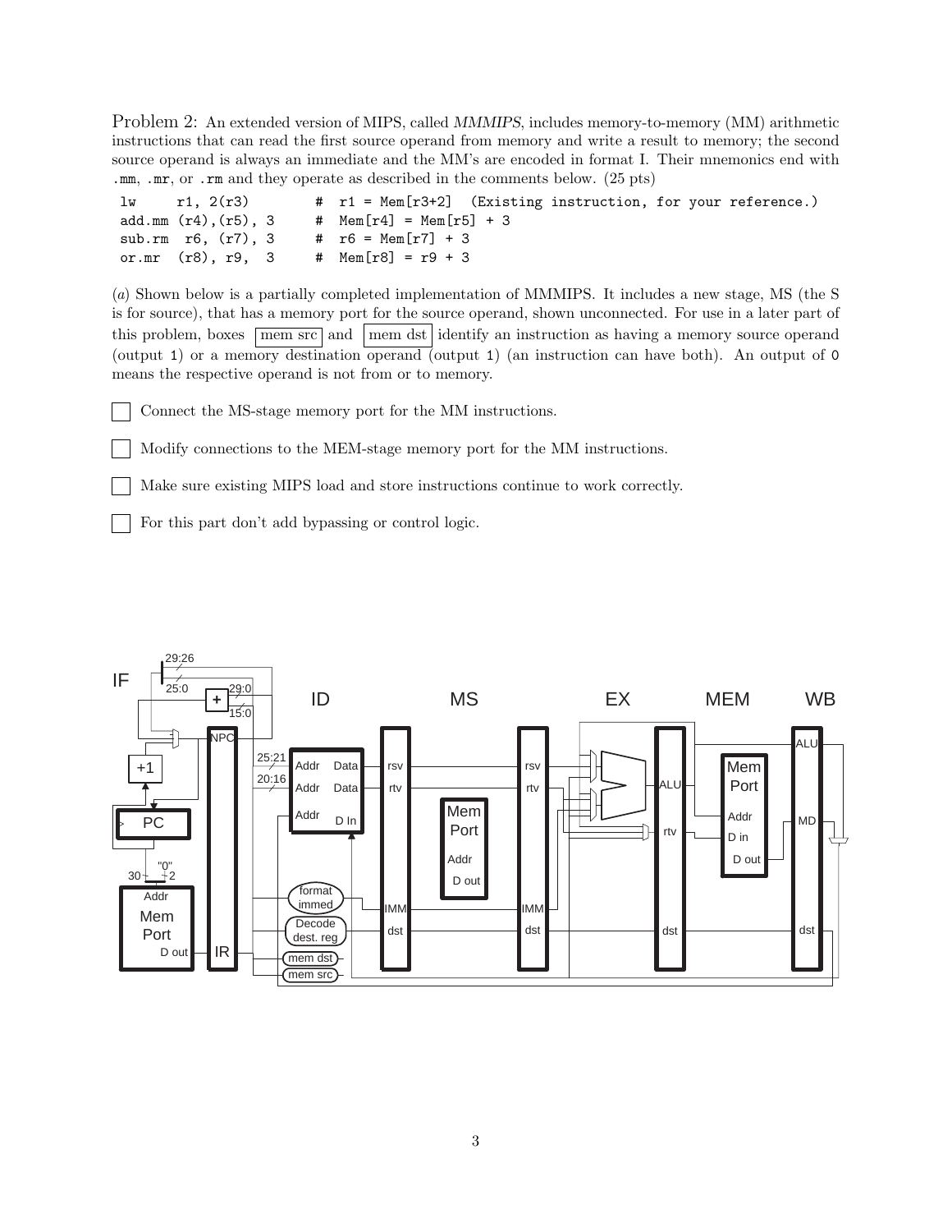Problem 2: An extended version of MIPS, called *MMMIPS*, includes memory-to-memory (MM) arithmetic instructions that can read the first source operand from memory and write a result to memory; the second source operand is always an immediate and the MM's are encoded in format I. Their mnemonics end with `.mm`, `.mr`, or `.rm` and they operate as described in the comments below. (25 pts)

```
lw     r1, 2(r3)        #  r1 = Mem[r3+2]  (Existing instruction, for your reference.)
add.mm (r4),(r5), 3     #  Mem[r4] = Mem[r5] + 3
sub.rm  r6, (r7), 3     #  r6 = Mem[r7] + 3
or.mr  (r8), r9,  3     #  Mem[r8] = r9 + 3
```

(*a*) Shown below is a partially completed implementation of MMMIPS. It includes a new stage, MS (the S is for source), that has a memory port for the source operand, shown unconnected. For use in a later part of this problem, boxes mem src and mem dst identify an instruction as having a memory source operand (output `1`) or a memory destination operand (output `1`) (an instruction can have both). An output of `0` means the respective operand is not from or to memory.

- [ ] Connect the MS-stage memory port for the MM instructions.
- [ ] Modify connections to the MEM-stage memory port for the MM instructions.
- [ ] Make sure existing MIPS load and store instructions continue to work correctly.
- [ ] For this part don't add bypassing or control logic.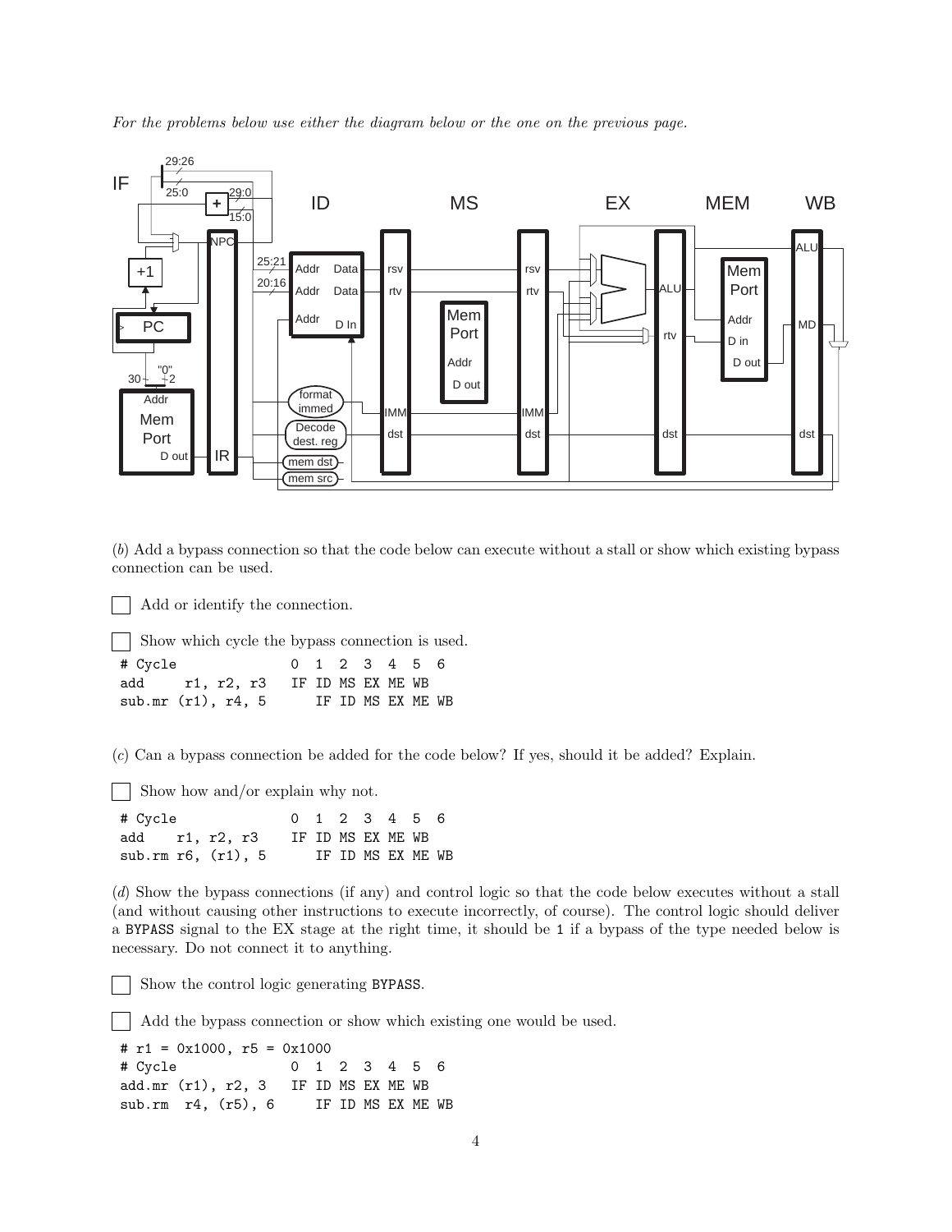*For the problems below use either the diagram below or the one on the previous page.*

(*b*) Add a bypass connection so that the code below can execute without a stall or show which existing bypass connection can be used.

☐ Add or identify the connection.

☐ Show which cycle the bypass connection is used.

```
# Cycle             0  1  2  3  4  5  6
add     r1, r2, r3  IF ID MS EX ME WB
sub.mr (r1), r4, 5     IF ID MS EX ME WB
```

(*c*) Can a bypass connection be added for the code below? If yes, should it be added? Explain.

☐ Show how and/or explain why not.

```
# Cycle             0  1  2  3  4  5  6
add    r1, r2, r3   IF ID MS EX ME WB
sub.rm r6, (r1), 5     IF ID MS EX ME WB
```

(*d*) Show the bypass connections (if any) and control logic so that the code below executes without a stall (and without causing other instructions to execute incorrectly, of course). The control logic should deliver a BYPASS signal to the EX stage at the right time, it should be 1 if a bypass of the type needed below is necessary. Do not connect it to anything.

☐ Show the control logic generating BYPASS.

☐ Add the bypass connection or show which existing one would be used.

```
# r1 = 0x1000, r5 = 0x1000
# Cycle             0  1  2  3  4  5  6
add.mr (r1), r2, 3  IF ID MS EX ME WB
sub.rm  r4, (r5), 6    IF ID MS EX ME WB
```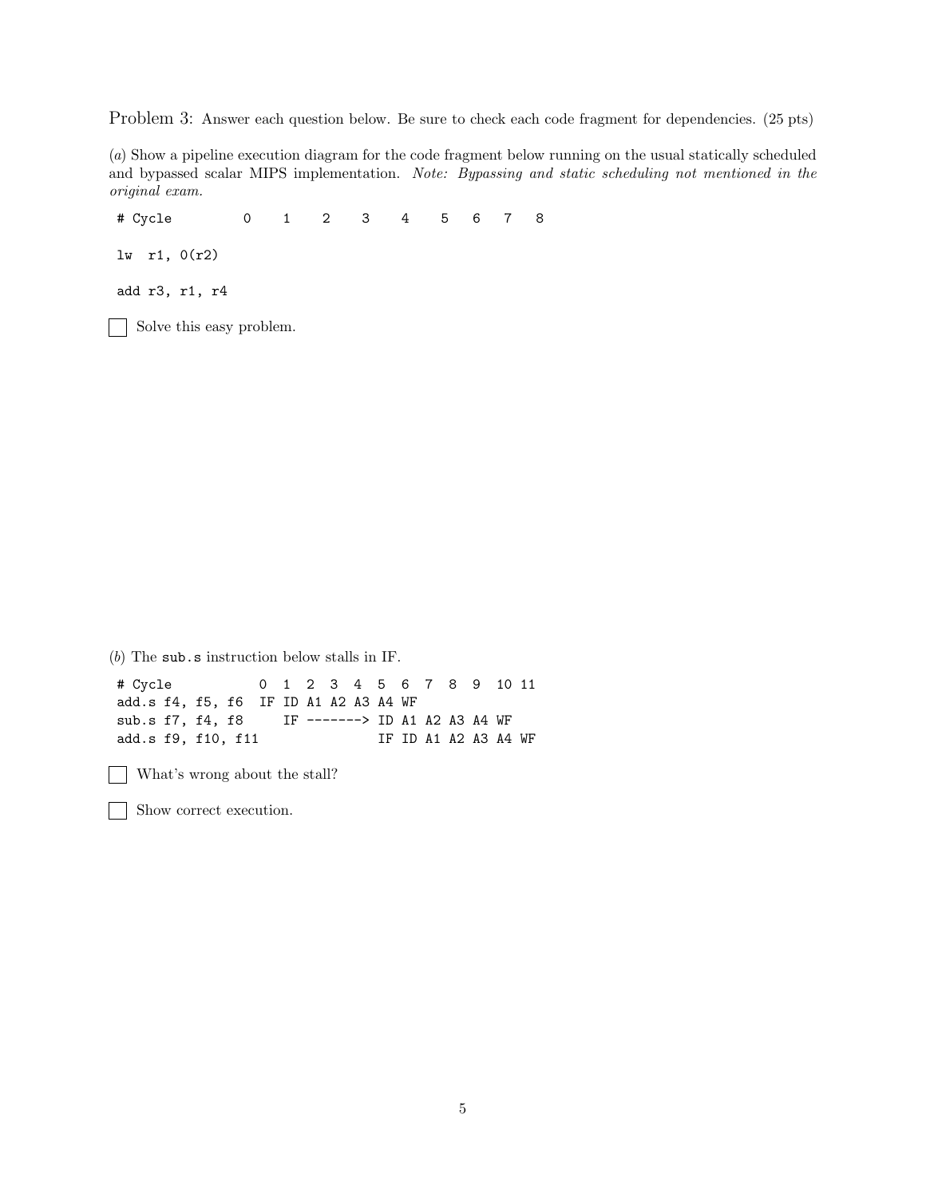Problem 3: Answer each question below. Be sure to check each code fragment for dependencies. (25 pts)

(*a*) Show a pipeline execution diagram for the code fragment below running on the usual statically scheduled and bypassed scalar MIPS implementation. *Note: Bypassing and static scheduling not mentioned in the original exam.*

```
# Cycle         0    1    2    3    4    5   6   7   8

lw  r1, 0(r2)

add r3, r1, r4
```

☐ Solve this easy problem.

(*b*) The `sub.s` instruction below stalls in IF.

```
# Cycle           0  1  2  3  4  5  6  7  8  9  10 11
add.s f4, f5, f6  IF ID A1 A2 A3 A4 WF
sub.s f7, f4, f8     IF -------> ID A1 A2 A3 A4 WF
add.s f9, f10, f11               IF ID A1 A2 A3 A4 WF
```

☐ What's wrong about the stall?

☐ Show correct execution.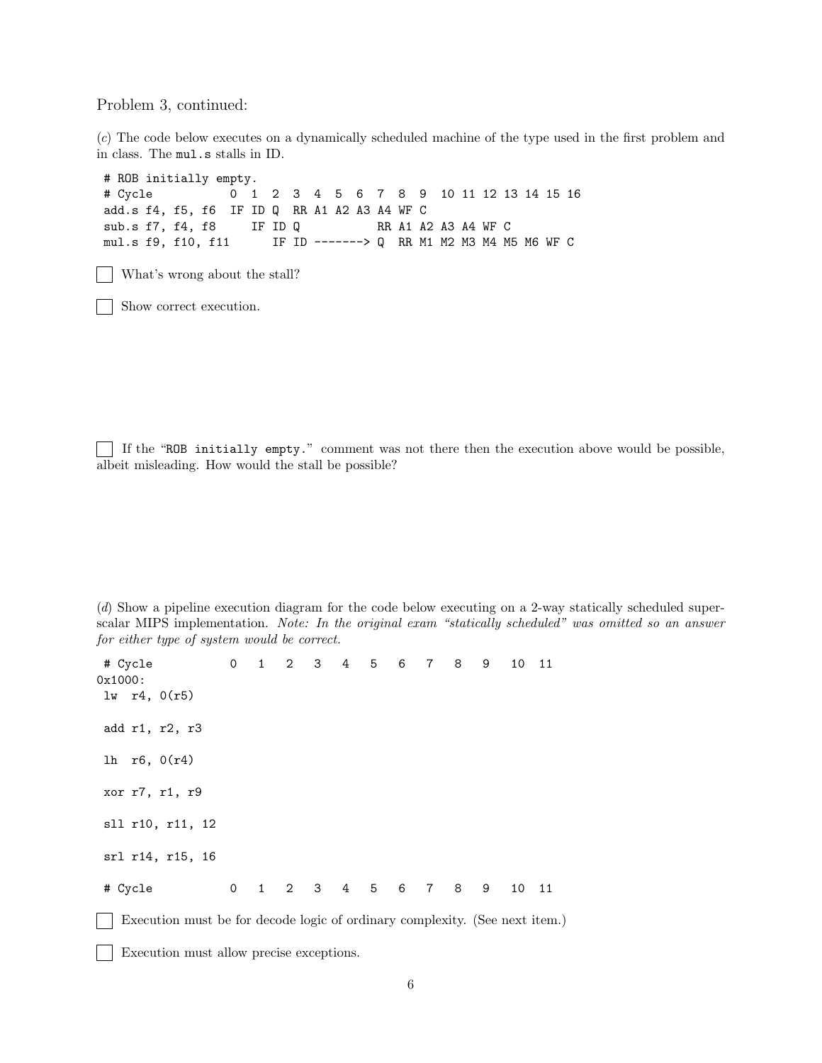Problem 3, continued:

(*c*) The code below executes on a dynamically scheduled machine of the type used in the first problem and in class. The `mul.s` stalls in ID.

```
# ROB initially empty.
# Cycle           0  1  2  3  4  5  6  7  8  9  10 11 12 13 14 15 16
add.s f4, f5, f6  IF ID Q  RR A1 A2 A3 A4 WF C
sub.s f7, f4, f8     IF ID Q           RR A1 A2 A3 A4 WF C
mul.s f9, f10, f11      IF ID -------> Q  RR M1 M2 M3 M4 M5 M6 WF C
```

☐ What's wrong about the stall?

☐ Show correct execution.

☐ If the "`ROB initially empty.`" comment was not there then the execution above would be possible, albeit misleading. How would the stall be possible?

(*d*) Show a pipeline execution diagram for the code below executing on a 2-way statically scheduled superscalar MIPS implementation. *Note: In the original exam "statically scheduled" was omitted so an answer for either type of system would be correct.*

```
# Cycle           0   1   2   3   4   5   6   7   8   9   10  11
0x1000:
 lw  r4, 0(r5)

 add r1, r2, r3

 lh  r6, 0(r4)

 xor r7, r1, r9

 sll r10, r11, 12

 srl r14, r15, 16

# Cycle           0   1   2   3   4   5   6   7   8   9   10  11
```

☐ Execution must be for decode logic of ordinary complexity. (See next item.)

☐ Execution must allow precise exceptions.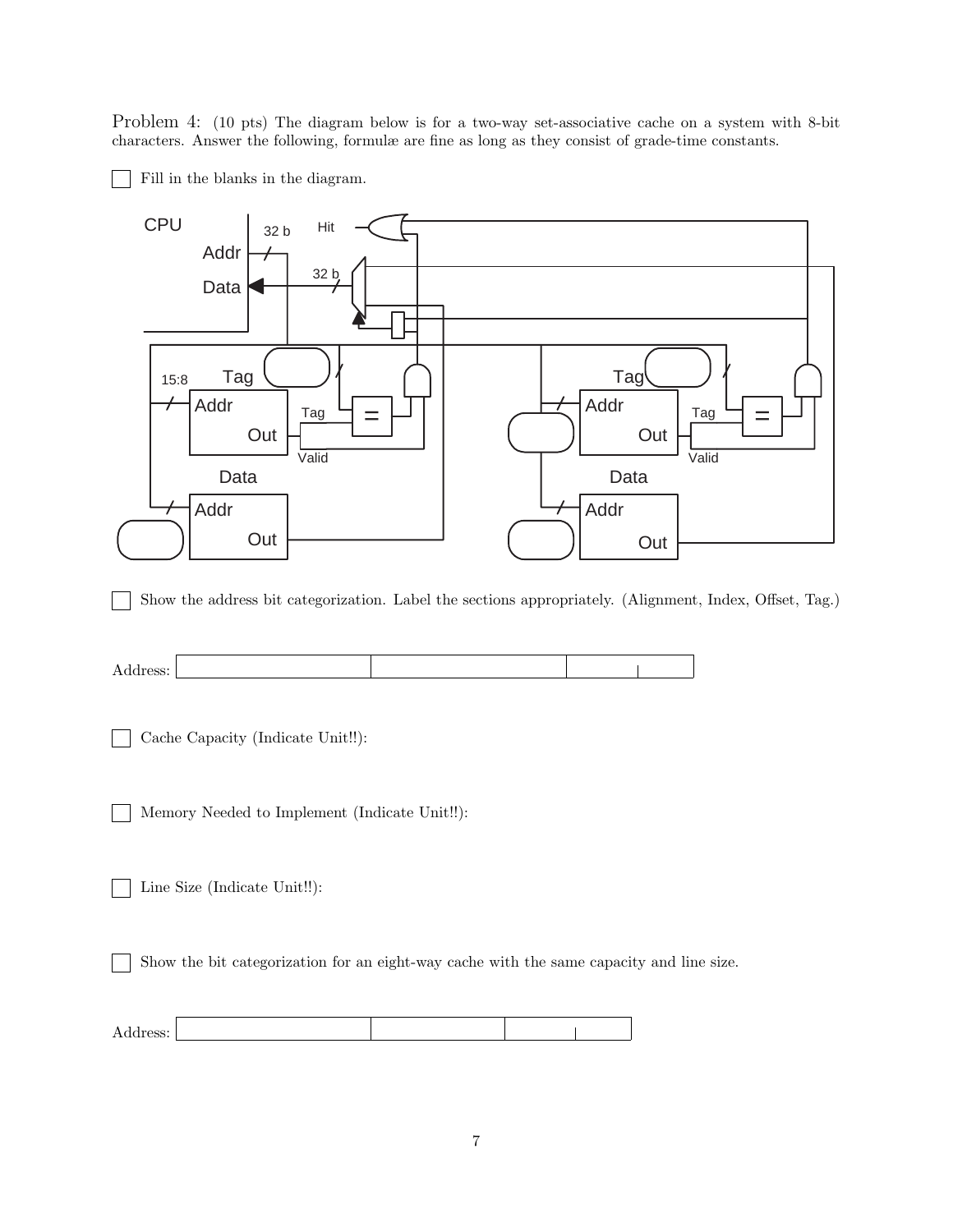Problem 4: (10 pts) The diagram below is for a two-way set-associative cache on a system with 8-bit characters. Answer the following, formulæ are fine as long as they consist of grade-time constants.

☐ Fill in the blanks in the diagram.

CPU

Addr 32 b

Data 32 b

Hit

15:8

Tag

Addr

Out

Tag

Valid

Data

Addr

Out

Tag

Addr

Out

Tag

Valid

Data

Addr

Out

☐ Show the address bit categorization. Label the sections appropriately. (Alignment, Index, Offset, Tag.)

Address: | | | | |

☐ Cache Capacity (Indicate Unit!!):

☐ Memory Needed to Implement (Indicate Unit!!):

☐ Line Size (Indicate Unit!!):

☐ Show the bit categorization for an eight-way cache with the same capacity and line size.

Address: | | | | |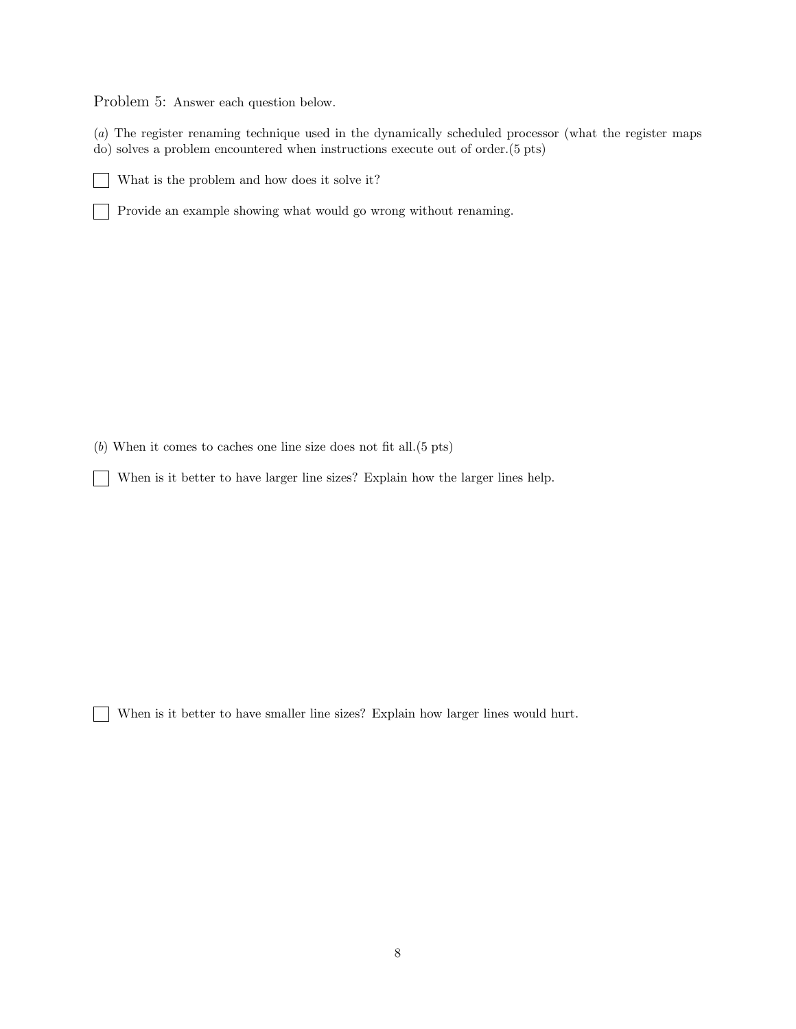Problem 5: Answer each question below.

(*a*) The register renaming technique used in the dynamically scheduled processor (what the register maps do) solves a problem encountered when instructions execute out of order.(5 pts)

☐ What is the problem and how does it solve it?

☐ Provide an example showing what would go wrong without renaming.

(*b*) When it comes to caches one line size does not fit all.(5 pts)

☐ When is it better to have larger line sizes? Explain how the larger lines help.

☐ When is it better to have smaller line sizes? Explain how larger lines would hurt.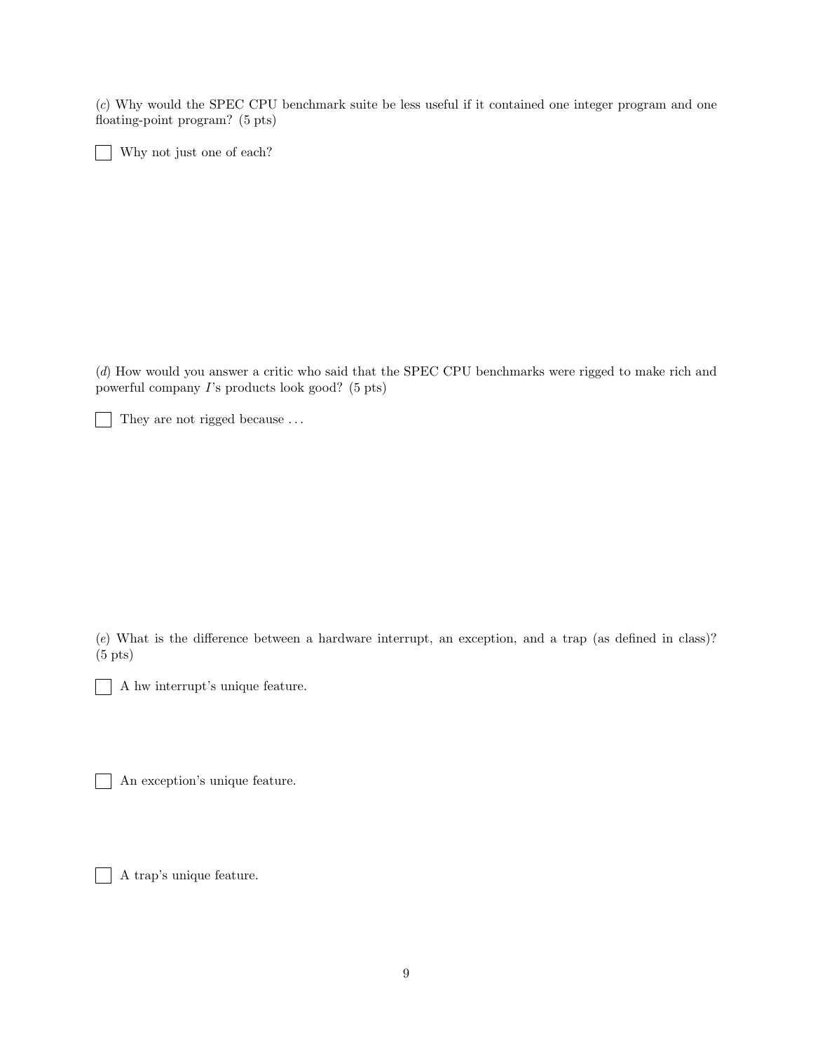(*c*) Why would the SPEC CPU benchmark suite be less useful if it contained one integer program and one floating-point program? (5 pts)

☐ Why not just one of each?

(*d*) How would you answer a critic who said that the SPEC CPU benchmarks were rigged to make rich and powerful company $I$'s products look good? (5 pts)

☐ They are not rigged because . . .

(*e*) What is the difference between a hardware interrupt, an exception, and a trap (as defined in class)? (5 pts)

☐ A hw interrupt's unique feature.

☐ An exception's unique feature.

☐ A trap's unique feature.